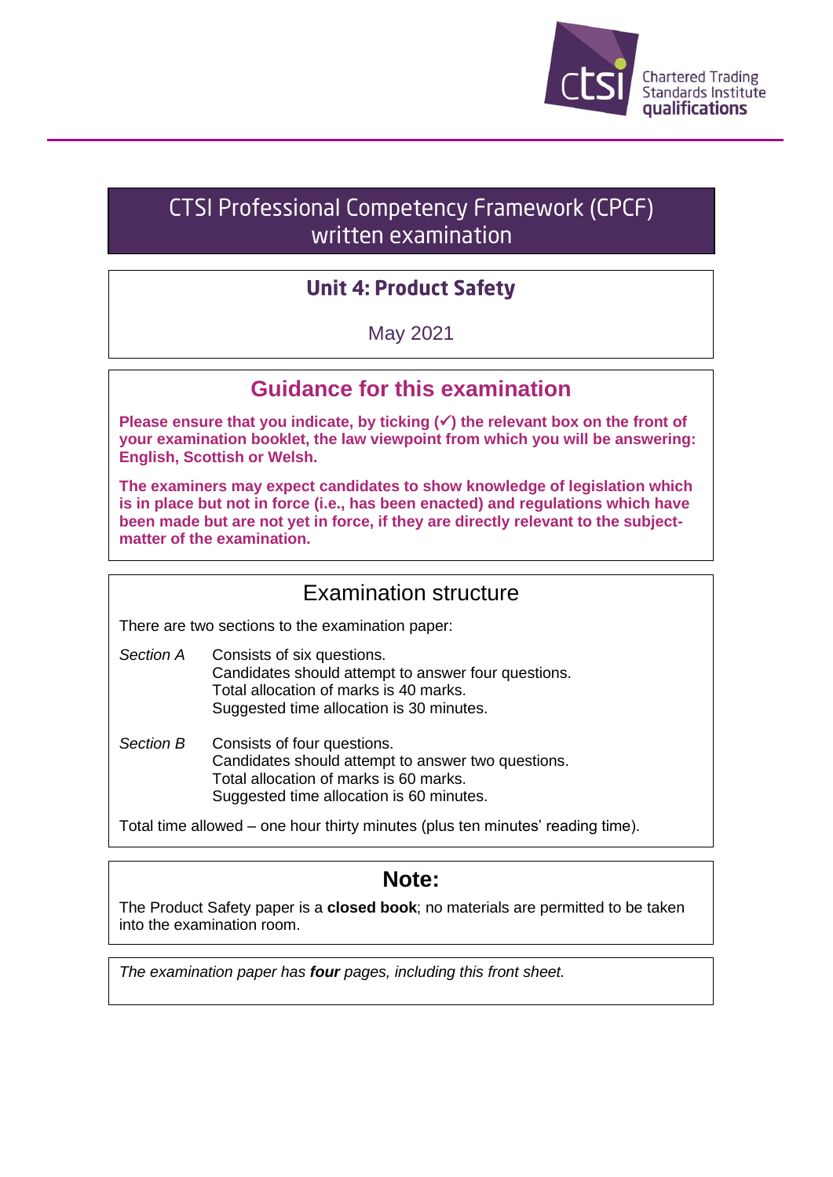Chartered Trading Standards Institute qualifications

# CTSI Professional Competency Framework (CPCF) written examination

## Unit 4: Product Safety

May 2021

## Guidance for this examination

**Please ensure that you indicate, by ticking (✓) the relevant box on the front of your examination booklet, the law viewpoint from which you will be answering: English, Scottish or Welsh.**

**The examiners may expect candidates to show knowledge of legislation which is in place but not in force (i.e., has been enacted) and regulations which have been made but are not yet in force, if they are directly relevant to the subject-matter of the examination.**

## Examination structure

There are two sections to the examination paper:

*Section A* — Consists of six questions.
Candidates should attempt to answer four questions.
Total allocation of marks is 40 marks.
Suggested time allocation is 30 minutes.

*Section B* — Consists of four questions.
Candidates should attempt to answer two questions.
Total allocation of marks is 60 marks.
Suggested time allocation is 60 minutes.

Total time allowed – one hour thirty minutes (plus ten minutes' reading time).

## Note:

The Product Safety paper is a **closed book**; no materials are permitted to be taken into the examination room.

*The examination paper has **four** pages, including this front sheet.*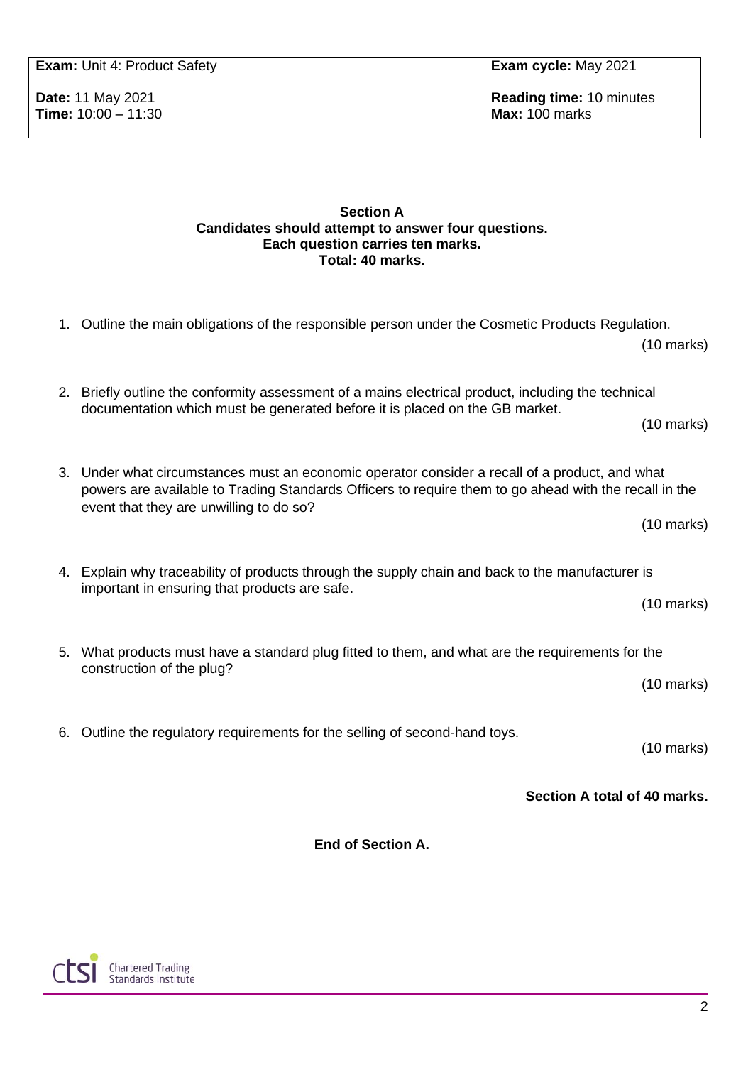| **Exam:** Unit 4: Product Safety | **Exam cycle:** May 2021 |
| --- | --- |
| **Date:** 11 May 2021<br>**Time:** 10:00 – 11:30 | **Reading time:** 10 minutes<br>**Max:** 100 marks |

## Section A

**Candidates should attempt to answer four questions.**
**Each question carries ten marks.**
**Total: 40 marks.**

1. Outline the main obligations of the responsible person under the Cosmetic Products Regulation.

   (10 marks)

2. Briefly outline the conformity assessment of a mains electrical product, including the technical documentation which must be generated before it is placed on the GB market.

   (10 marks)

3. Under what circumstances must an economic operator consider a recall of a product, and what powers are available to Trading Standards Officers to require them to go ahead with the recall in the event that they are unwilling to do so?

   (10 marks)

4. Explain why traceability of products through the supply chain and back to the manufacturer is important in ensuring that products are safe.

   (10 marks)

5. What products must have a standard plug fitted to them, and what are the requirements for the construction of the plug?

   (10 marks)

6. Outline the regulatory requirements for the selling of second-hand toys.

   (10 marks)

**Section A total of 40 marks.**

**End of Section A.**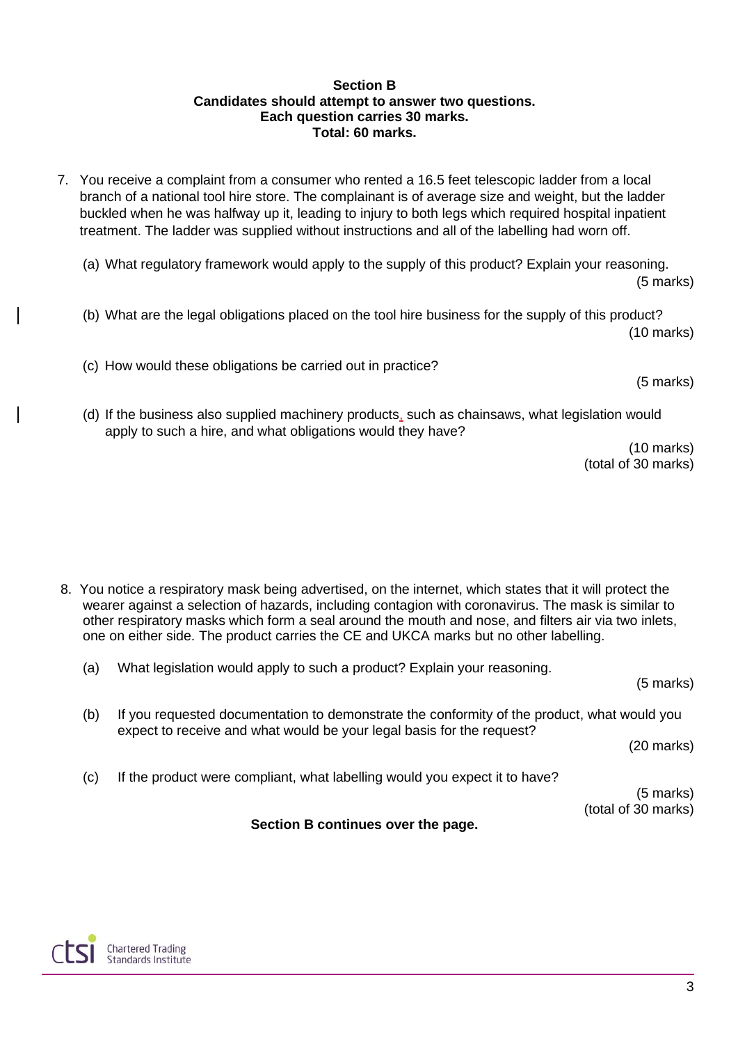**Section B**
**Candidates should attempt to answer two questions.**
**Each question carries 30 marks.**
**Total: 60 marks.**

7. You receive a complaint from a consumer who rented a 16.5 feet telescopic ladder from a local branch of a national tool hire store. The complainant is of average size and weight, but the ladder buckled when he was halfway up it, leading to injury to both legs which required hospital inpatient treatment. The ladder was supplied without instructions and all of the labelling had worn off.

   (a) What regulatory framework would apply to the supply of this product? Explain your reasoning.
   (5 marks)

   (b) What are the legal obligations placed on the tool hire business for the supply of this product?
   (10 marks)

   (c) How would these obligations be carried out in practice?
   (5 marks)

   (d) If the business also supplied machinery products, such as chainsaws, what legislation would apply to such a hire, and what obligations would they have?
   (10 marks)
   (total of 30 marks)

8. You notice a respiratory mask being advertised, on the internet, which states that it will protect the wearer against a selection of hazards, including contagion with coronavirus. The mask is similar to other respiratory masks which form a seal around the mouth and nose, and filters air via two inlets, one on either side. The product carries the CE and UKCA marks but no other labelling.

   (a) What legislation would apply to such a product? Explain your reasoning.
   (5 marks)

   (b) If you requested documentation to demonstrate the conformity of the product, what would you expect to receive and what would be your legal basis for the request?
   (20 marks)

   (c) If the product were compliant, what labelling would you expect it to have?
   (5 marks)
   (total of 30 marks)

**Section B continues over the page.**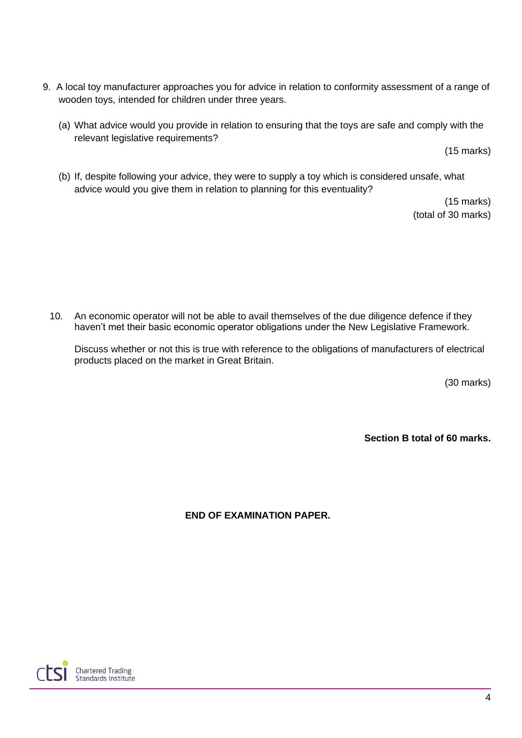9. A local toy manufacturer approaches you for advice in relation to conformity assessment of a range of wooden toys, intended for children under three years.

   (a) What advice would you provide in relation to ensuring that the toys are safe and comply with the relevant legislative requirements?

   (15 marks)

   (b) If, despite following your advice, they were to supply a toy which is considered unsafe, what advice would you give them in relation to planning for this eventuality?

   (15 marks)
   (total of 30 marks)

10. An economic operator will not be able to avail themselves of the due diligence defence if they haven't met their basic economic operator obligations under the New Legislative Framework.

    Discuss whether or not this is true with reference to the obligations of manufacturers of electrical products placed on the market in Great Britain.

    (30 marks)

**Section B total of 60 marks.**

**END OF EXAMINATION PAPER.**